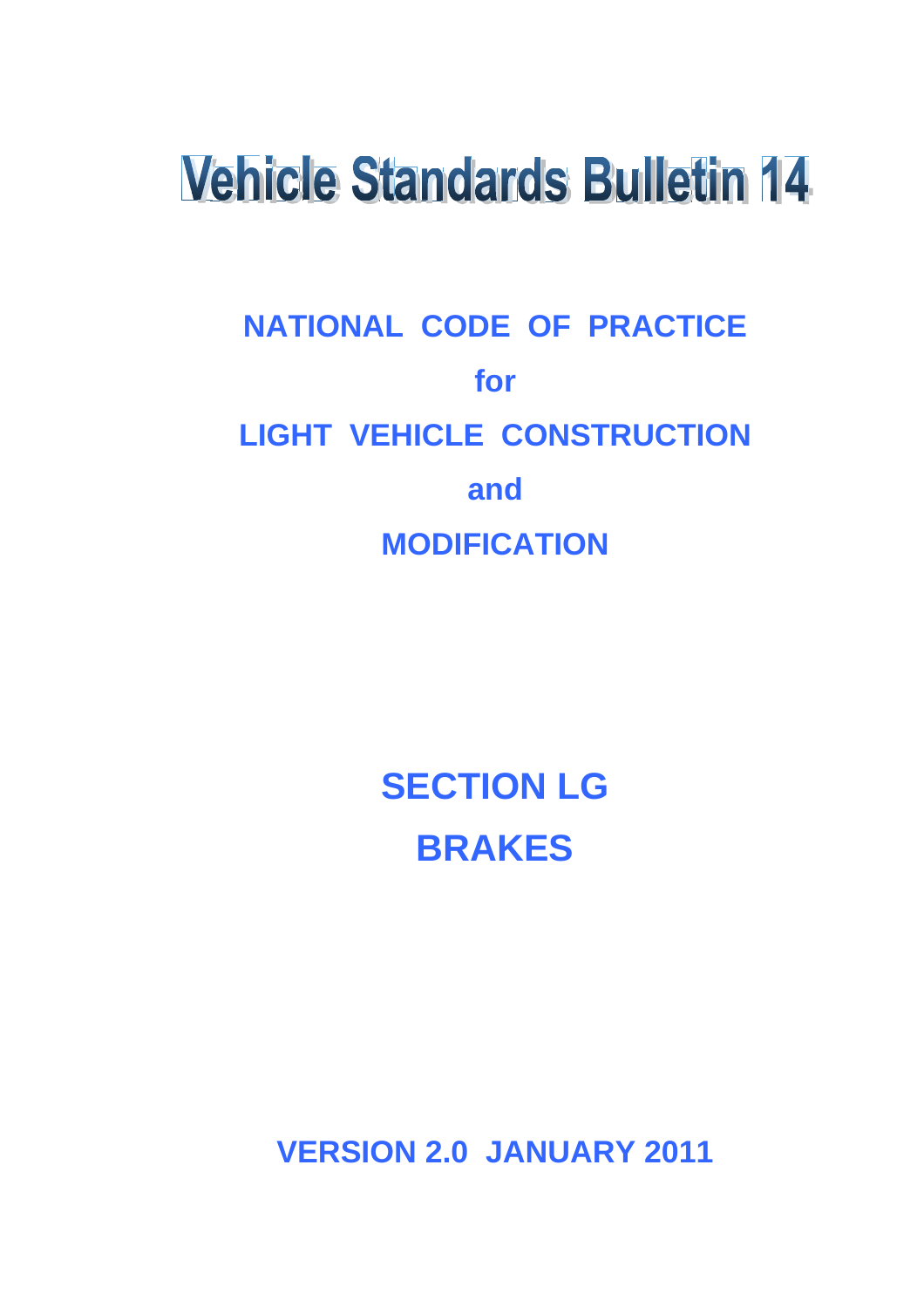# Vehicle Standards Bulletin 14

## NATIONAL CODE OF PRACTICE

## for

## LIGHT VEHICLE CONSTRUCTION

## and

## MODIFICATION

# SECTION LG

# BRAKES

**VERSION 2.0 JANUARY 2011**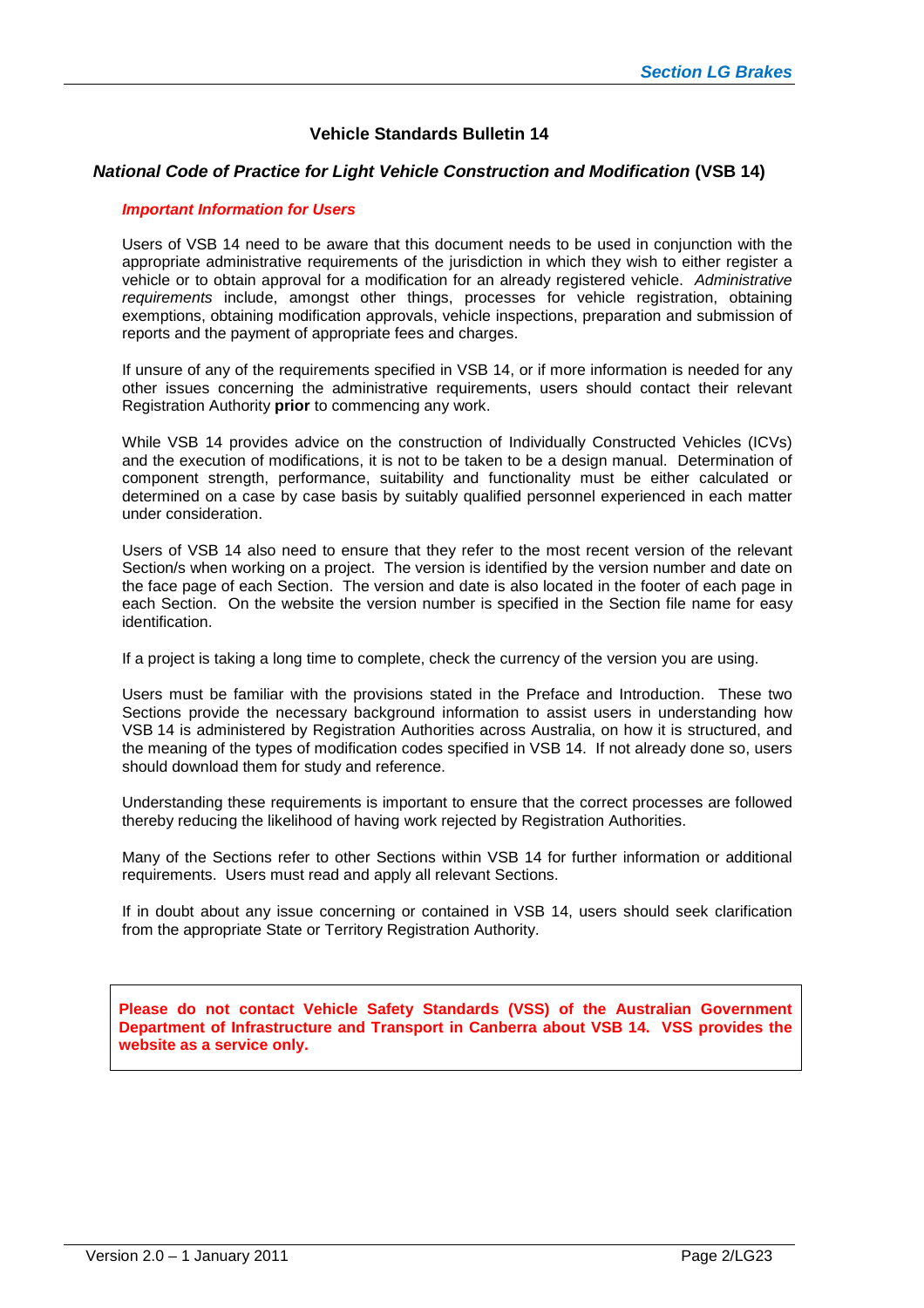## Vehicle Standards Bulletin 14

### *National Code of Practice for Light Vehicle Construction and Modification* (VSB 14)

***Important Information for Users***

Users of VSB 14 need to be aware that this document needs to be used in conjunction with the appropriate administrative requirements of the jurisdiction in which they wish to either register a vehicle or to obtain approval for a modification for an already registered vehicle. *Administrative requirements* include, amongst other things, processes for vehicle registration, obtaining exemptions, obtaining modification approvals, vehicle inspections, preparation and submission of reports and the payment of appropriate fees and charges.

If unsure of any of the requirements specified in VSB 14, or if more information is needed for any other issues concerning the administrative requirements, users should contact their relevant Registration Authority **prior** to commencing any work.

While VSB 14 provides advice on the construction of Individually Constructed Vehicles (ICVs) and the execution of modifications, it is not to be taken to be a design manual. Determination of component strength, performance, suitability and functionality must be either calculated or determined on a case by case basis by suitably qualified personnel experienced in each matter under consideration.

Users of VSB 14 also need to ensure that they refer to the most recent version of the relevant Section/s when working on a project. The version is identified by the version number and date on the face page of each Section. The version and date is also located in the footer of each page in each Section. On the website the version number is specified in the Section file name for easy identification.

If a project is taking a long time to complete, check the currency of the version you are using.

Users must be familiar with the provisions stated in the Preface and Introduction. These two Sections provide the necessary background information to assist users in understanding how VSB 14 is administered by Registration Authorities across Australia, on how it is structured, and the meaning of the types of modification codes specified in VSB 14. If not already done so, users should download them for study and reference.

Understanding these requirements is important to ensure that the correct processes are followed thereby reducing the likelihood of having work rejected by Registration Authorities.

Many of the Sections refer to other Sections within VSB 14 for further information or additional requirements. Users must read and apply all relevant Sections.

If in doubt about any issue concerning or contained in VSB 14, users should seek clarification from the appropriate State or Territory Registration Authority.

**Please do not contact Vehicle Safety Standards (VSS) of the Australian Government Department of Infrastructure and Transport in Canberra about VSB 14. VSS provides the website as a service only.**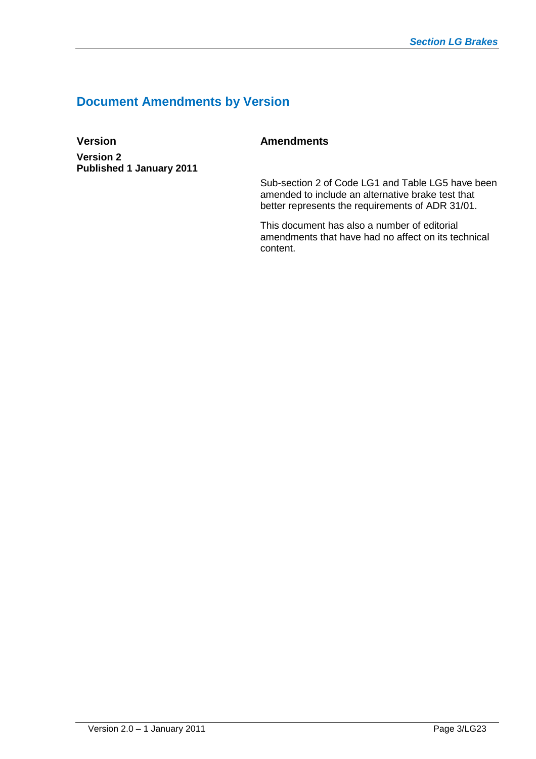## Document Amendments by Version

| Version | Amendments |
|---|---|
| **Version 2**<br>**Published 1 January 2011** | Sub-section 2 of Code LG1 and Table LG5 have been amended to include an alternative brake test that better represents the requirements of ADR 31/01.<br><br>This document has also a number of editorial amendments that have had no affect on its technical content. |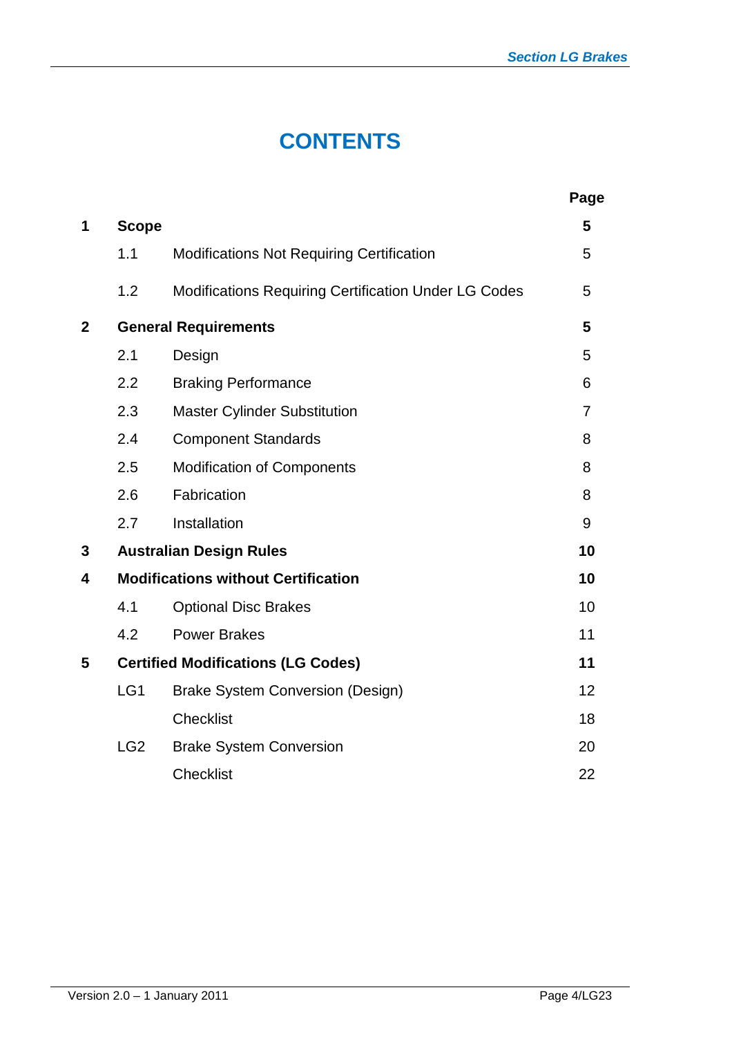# CONTENTS

| | | | Page |
|---|---|---|---|
| **1** | **Scope** | | **5** |
| | 1.1 | Modifications Not Requiring Certification | 5 |
| | 1.2 | Modifications Requiring Certification Under LG Codes | 5 |
| **2** | **General Requirements** | | **5** |
| | 2.1 | Design | 5 |
| | 2.2 | Braking Performance | 6 |
| | 2.3 | Master Cylinder Substitution | 7 |
| | 2.4 | Component Standards | 8 |
| | 2.5 | Modification of Components | 8 |
| | 2.6 | Fabrication | 8 |
| | 2.7 | Installation | 9 |
| **3** | **Australian Design Rules** | | **10** |
| **4** | **Modifications without Certification** | | **10** |
| | 4.1 | Optional Disc Brakes | 10 |
| | 4.2 | Power Brakes | 11 |
| **5** | **Certified Modifications (LG Codes)** | | **11** |
| | LG1 | Brake System Conversion (Design) | 12 |
| | | Checklist | 18 |
| | LG2 | Brake System Conversion | 20 |
| | | Checklist | 22 |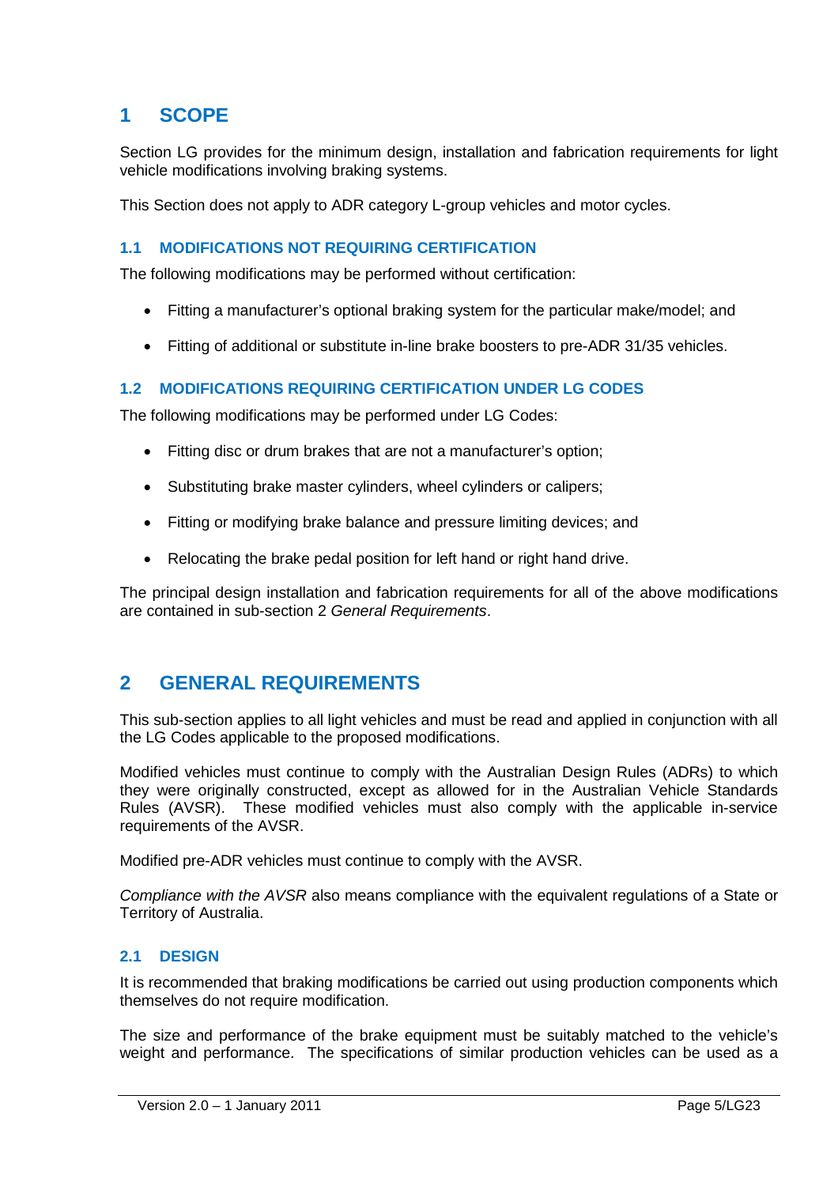# 1 SCOPE

Section LG provides for the minimum design, installation and fabrication requirements for light vehicle modifications involving braking systems.

This Section does not apply to ADR category L-group vehicles and motor cycles.

## 1.1 MODIFICATIONS NOT REQUIRING CERTIFICATION

The following modifications may be performed without certification:

- Fitting a manufacturer's optional braking system for the particular make/model; and
- Fitting of additional or substitute in-line brake boosters to pre-ADR 31/35 vehicles.

## 1.2 MODIFICATIONS REQUIRING CERTIFICATION UNDER LG CODES

The following modifications may be performed under LG Codes:

- Fitting disc or drum brakes that are not a manufacturer's option;
- Substituting brake master cylinders, wheel cylinders or calipers;
- Fitting or modifying brake balance and pressure limiting devices; and
- Relocating the brake pedal position for left hand or right hand drive.

The principal design installation and fabrication requirements for all of the above modifications are contained in sub-section 2 *General Requirements*.

# 2 GENERAL REQUIREMENTS

This sub-section applies to all light vehicles and must be read and applied in conjunction with all the LG Codes applicable to the proposed modifications.

Modified vehicles must continue to comply with the Australian Design Rules (ADRs) to which they were originally constructed, except as allowed for in the Australian Vehicle Standards Rules (AVSR). These modified vehicles must also comply with the applicable in-service requirements of the AVSR.

Modified pre-ADR vehicles must continue to comply with the AVSR.

*Compliance with the AVSR* also means compliance with the equivalent regulations of a State or Territory of Australia.

## 2.1 DESIGN

It is recommended that braking modifications be carried out using production components which themselves do not require modification.

The size and performance of the brake equipment must be suitably matched to the vehicle's weight and performance. The specifications of similar production vehicles can be used as a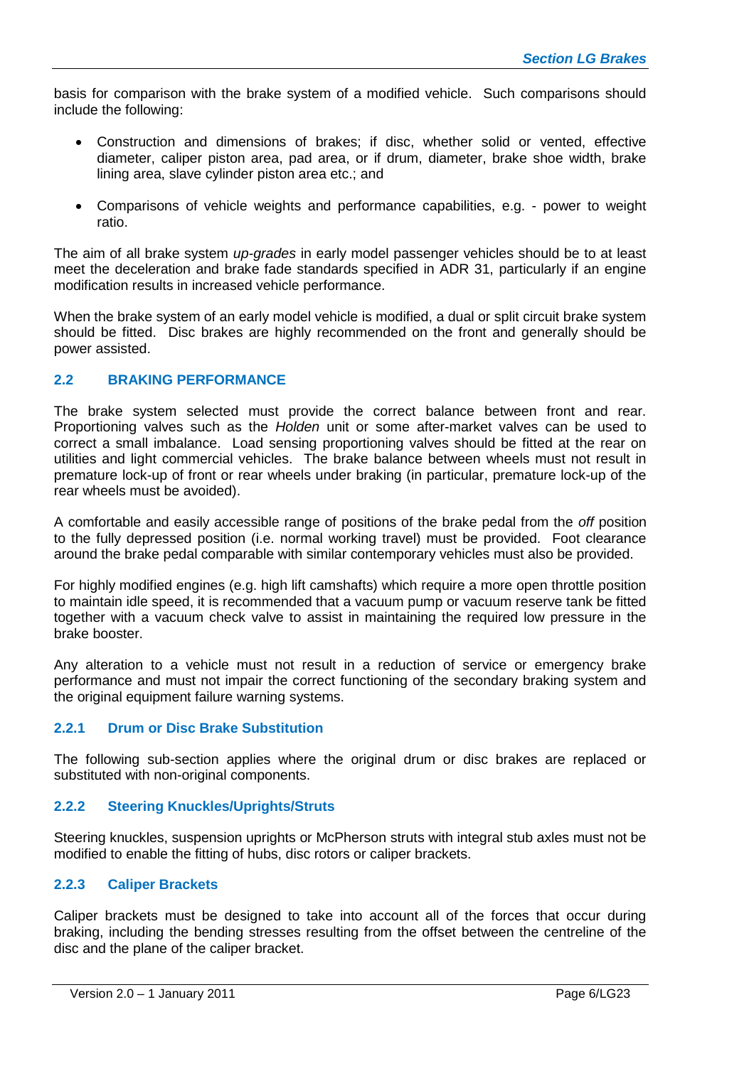basis for comparison with the brake system of a modified vehicle. Such comparisons should include the following:

- Construction and dimensions of brakes; if disc, whether solid or vented, effective diameter, caliper piston area, pad area, or if drum, diameter, brake shoe width, brake lining area, slave cylinder piston area etc.; and
- Comparisons of vehicle weights and performance capabilities, e.g. - power to weight ratio.

The aim of all brake system *up-grades* in early model passenger vehicles should be to at least meet the deceleration and brake fade standards specified in ADR 31, particularly if an engine modification results in increased vehicle performance.

When the brake system of an early model vehicle is modified, a dual or split circuit brake system should be fitted. Disc brakes are highly recommended on the front and generally should be power assisted.

## 2.2 BRAKING PERFORMANCE

The brake system selected must provide the correct balance between front and rear. Proportioning valves such as the *Holden* unit or some after-market valves can be used to correct a small imbalance. Load sensing proportioning valves should be fitted at the rear on utilities and light commercial vehicles. The brake balance between wheels must not result in premature lock-up of front or rear wheels under braking (in particular, premature lock-up of the rear wheels must be avoided).

A comfortable and easily accessible range of positions of the brake pedal from the *off* position to the fully depressed position (i.e. normal working travel) must be provided. Foot clearance around the brake pedal comparable with similar contemporary vehicles must also be provided.

For highly modified engines (e.g. high lift camshafts) which require a more open throttle position to maintain idle speed, it is recommended that a vacuum pump or vacuum reserve tank be fitted together with a vacuum check valve to assist in maintaining the required low pressure in the brake booster.

Any alteration to a vehicle must not result in a reduction of service or emergency brake performance and must not impair the correct functioning of the secondary braking system and the original equipment failure warning systems.

### 2.2.1 Drum or Disc Brake Substitution

The following sub-section applies where the original drum or disc brakes are replaced or substituted with non-original components.

### 2.2.2 Steering Knuckles/Uprights/Struts

Steering knuckles, suspension uprights or McPherson struts with integral stub axles must not be modified to enable the fitting of hubs, disc rotors or caliper brackets.

### 2.2.3 Caliper Brackets

Caliper brackets must be designed to take into account all of the forces that occur during braking, including the bending stresses resulting from the offset between the centreline of the disc and the plane of the caliper bracket.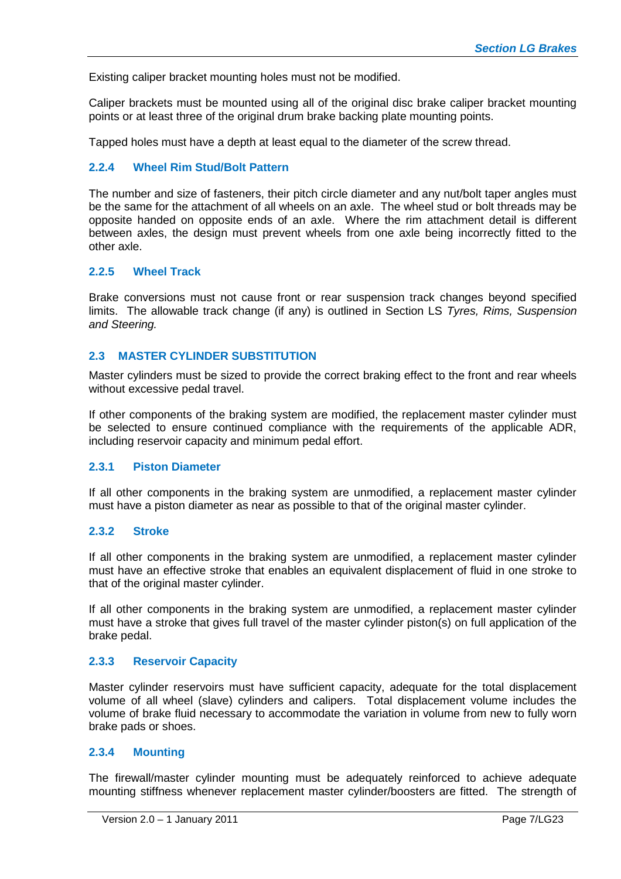Existing caliper bracket mounting holes must not be modified.

Caliper brackets must be mounted using all of the original disc brake caliper bracket mounting points or at least three of the original drum brake backing plate mounting points.

Tapped holes must have a depth at least equal to the diameter of the screw thread.

### 2.2.4 Wheel Rim Stud/Bolt Pattern

The number and size of fasteners, their pitch circle diameter and any nut/bolt taper angles must be the same for the attachment of all wheels on an axle. The wheel stud or bolt threads may be opposite handed on opposite ends of an axle. Where the rim attachment detail is different between axles, the design must prevent wheels from one axle being incorrectly fitted to the other axle.

### 2.2.5 Wheel Track

Brake conversions must not cause front or rear suspension track changes beyond specified limits. The allowable track change (if any) is outlined in Section LS *Tyres, Rims, Suspension and Steering.*

## 2.3 MASTER CYLINDER SUBSTITUTION

Master cylinders must be sized to provide the correct braking effect to the front and rear wheels without excessive pedal travel.

If other components of the braking system are modified, the replacement master cylinder must be selected to ensure continued compliance with the requirements of the applicable ADR, including reservoir capacity and minimum pedal effort.

### 2.3.1 Piston Diameter

If all other components in the braking system are unmodified, a replacement master cylinder must have a piston diameter as near as possible to that of the original master cylinder.

### 2.3.2 Stroke

If all other components in the braking system are unmodified, a replacement master cylinder must have an effective stroke that enables an equivalent displacement of fluid in one stroke to that of the original master cylinder.

If all other components in the braking system are unmodified, a replacement master cylinder must have a stroke that gives full travel of the master cylinder piston(s) on full application of the brake pedal.

### 2.3.3 Reservoir Capacity

Master cylinder reservoirs must have sufficient capacity, adequate for the total displacement volume of all wheel (slave) cylinders and calipers. Total displacement volume includes the volume of brake fluid necessary to accommodate the variation in volume from new to fully worn brake pads or shoes.

### 2.3.4 Mounting

The firewall/master cylinder mounting must be adequately reinforced to achieve adequate mounting stiffness whenever replacement master cylinder/boosters are fitted. The strength of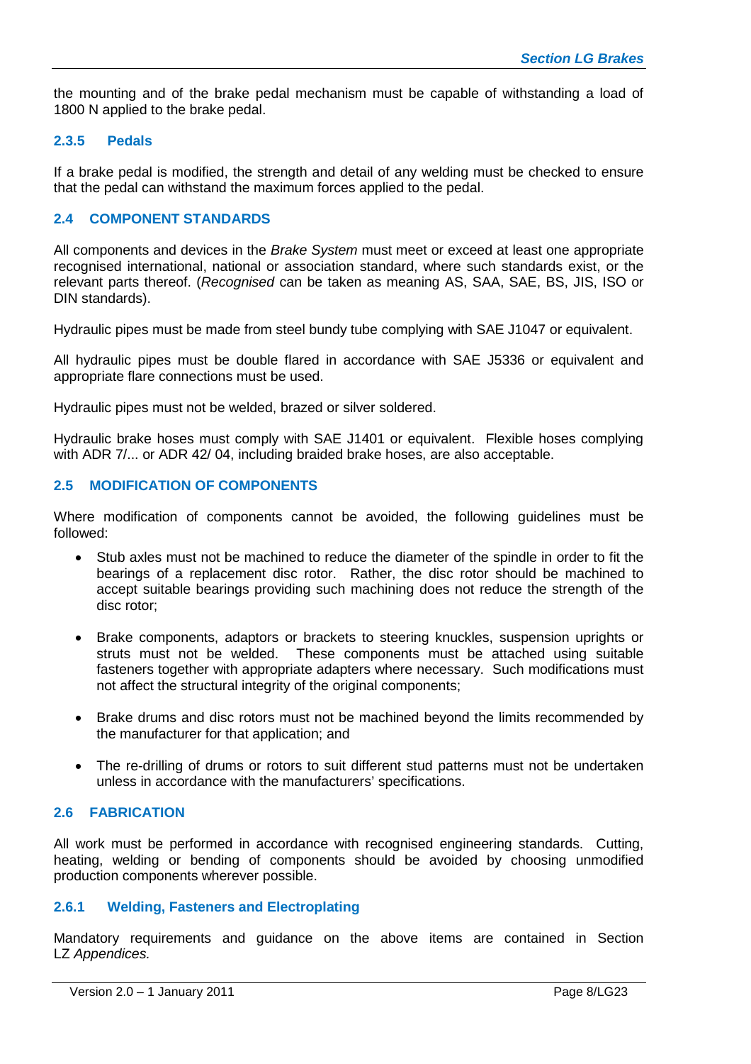the mounting and of the brake pedal mechanism must be capable of withstanding a load of 1800 N applied to the brake pedal.

#### 2.3.5 Pedals

If a brake pedal is modified, the strength and detail of any welding must be checked to ensure that the pedal can withstand the maximum forces applied to the pedal.

### 2.4 COMPONENT STANDARDS

All components and devices in the *Brake System* must meet or exceed at least one appropriate recognised international, national or association standard, where such standards exist, or the relevant parts thereof. (*Recognised* can be taken as meaning AS, SAA, SAE, BS, JIS, ISO or DIN standards).

Hydraulic pipes must be made from steel bundy tube complying with SAE J1047 or equivalent.

All hydraulic pipes must be double flared in accordance with SAE J5336 or equivalent and appropriate flare connections must be used.

Hydraulic pipes must not be welded, brazed or silver soldered.

Hydraulic brake hoses must comply with SAE J1401 or equivalent. Flexible hoses complying with ADR 7/... or ADR 42/ 04, including braided brake hoses, are also acceptable.

### 2.5 MODIFICATION OF COMPONENTS

Where modification of components cannot be avoided, the following guidelines must be followed:

- Stub axles must not be machined to reduce the diameter of the spindle in order to fit the bearings of a replacement disc rotor. Rather, the disc rotor should be machined to accept suitable bearings providing such machining does not reduce the strength of the disc rotor;
- Brake components, adaptors or brackets to steering knuckles, suspension uprights or struts must not be welded. These components must be attached using suitable fasteners together with appropriate adapters where necessary. Such modifications must not affect the structural integrity of the original components;
- Brake drums and disc rotors must not be machined beyond the limits recommended by the manufacturer for that application; and
- The re-drilling of drums or rotors to suit different stud patterns must not be undertaken unless in accordance with the manufacturers' specifications.

### 2.6 FABRICATION

All work must be performed in accordance with recognised engineering standards. Cutting, heating, welding or bending of components should be avoided by choosing unmodified production components wherever possible.

#### 2.6.1 Welding, Fasteners and Electroplating

Mandatory requirements and guidance on the above items are contained in Section LZ *Appendices.*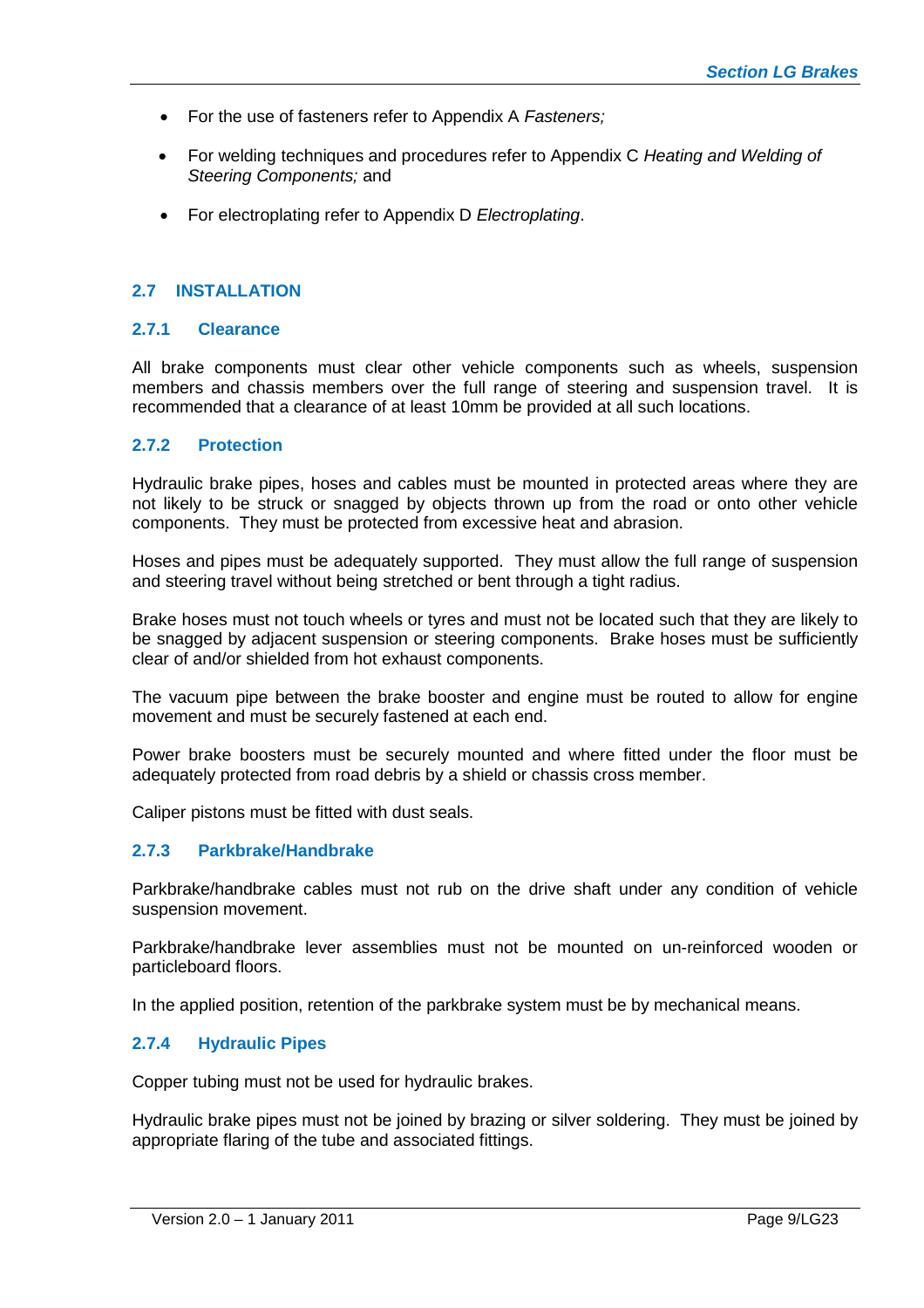- For the use of fasteners refer to Appendix A *Fasteners;*
- For welding techniques and procedures refer to Appendix C *Heating and Welding of Steering Components;* and
- For electroplating refer to Appendix D *Electroplating*.

## 2.7 INSTALLATION

### 2.7.1 Clearance

All brake components must clear other vehicle components such as wheels, suspension members and chassis members over the full range of steering and suspension travel. It is recommended that a clearance of at least 10mm be provided at all such locations.

### 2.7.2 Protection

Hydraulic brake pipes, hoses and cables must be mounted in protected areas where they are not likely to be struck or snagged by objects thrown up from the road or onto other vehicle components. They must be protected from excessive heat and abrasion.

Hoses and pipes must be adequately supported. They must allow the full range of suspension and steering travel without being stretched or bent through a tight radius.

Brake hoses must not touch wheels or tyres and must not be located such that they are likely to be snagged by adjacent suspension or steering components. Brake hoses must be sufficiently clear of and/or shielded from hot exhaust components.

The vacuum pipe between the brake booster and engine must be routed to allow for engine movement and must be securely fastened at each end.

Power brake boosters must be securely mounted and where fitted under the floor must be adequately protected from road debris by a shield or chassis cross member.

Caliper pistons must be fitted with dust seals.

### 2.7.3 Parkbrake/Handbrake

Parkbrake/handbrake cables must not rub on the drive shaft under any condition of vehicle suspension movement.

Parkbrake/handbrake lever assemblies must not be mounted on un-reinforced wooden or particleboard floors.

In the applied position, retention of the parkbrake system must be by mechanical means.

### 2.7.4 Hydraulic Pipes

Copper tubing must not be used for hydraulic brakes.

Hydraulic brake pipes must not be joined by brazing or silver soldering. They must be joined by appropriate flaring of the tube and associated fittings.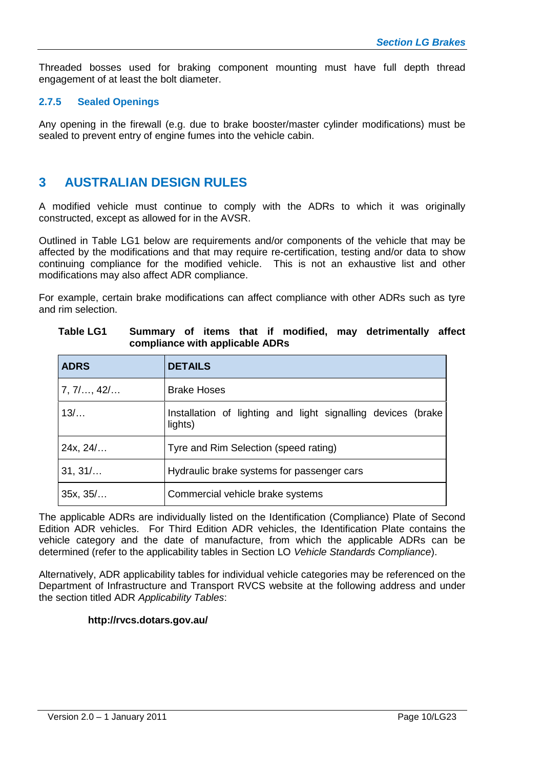Threaded bosses used for braking component mounting must have full depth thread engagement of at least the bolt diameter.

### 2.7.5 Sealed Openings

Any opening in the firewall (e.g. due to brake booster/master cylinder modifications) must be sealed to prevent entry of engine fumes into the vehicle cabin.

# 3 AUSTRALIAN DESIGN RULES

A modified vehicle must continue to comply with the ADRs to which it was originally constructed, except as allowed for in the AVSR.

Outlined in Table LG1 below are requirements and/or components of the vehicle that may be affected by the modifications and that may require re-certification, testing and/or data to show continuing compliance for the modified vehicle. This is not an exhaustive list and other modifications may also affect ADR compliance.

For example, certain brake modifications can affect compliance with other ADRs such as tyre and rim selection.

**Table LG1 Summary of items that if modified, may detrimentally affect compliance with applicable ADRs**

| ADRS | DETAILS |
|---|---|
| 7, 7/…, 42/… | Brake Hoses |
| 13/… | Installation of lighting and light signalling devices (brake lights) |
| 24x, 24/… | Tyre and Rim Selection (speed rating) |
| 31, 31/… | Hydraulic brake systems for passenger cars |
| 35x, 35/… | Commercial vehicle brake systems |

The applicable ADRs are individually listed on the Identification (Compliance) Plate of Second Edition ADR vehicles. For Third Edition ADR vehicles, the Identification Plate contains the vehicle category and the date of manufacture, from which the applicable ADRs can be determined (refer to the applicability tables in Section LO *Vehicle Standards Compliance*).

Alternatively, ADR applicability tables for individual vehicle categories may be referenced on the Department of Infrastructure and Transport RVCS website at the following address and under the section titled ADR *Applicability Tables*:

**http://rvcs.dotars.gov.au/**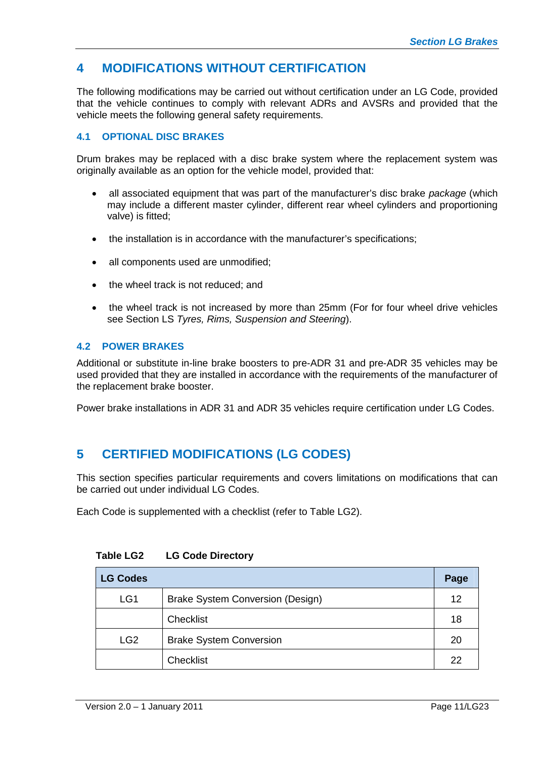# 4 MODIFICATIONS WITHOUT CERTIFICATION

The following modifications may be carried out without certification under an LG Code, provided that the vehicle continues to comply with relevant ADRs and AVSRs and provided that the vehicle meets the following general safety requirements.

## 4.1 OPTIONAL DISC BRAKES

Drum brakes may be replaced with a disc brake system where the replacement system was originally available as an option for the vehicle model, provided that:

- all associated equipment that was part of the manufacturer's disc brake *package* (which may include a different master cylinder, different rear wheel cylinders and proportioning valve) is fitted;
- the installation is in accordance with the manufacturer's specifications;
- all components used are unmodified;
- the wheel track is not reduced; and
- the wheel track is not increased by more than 25mm (For for four wheel drive vehicles see Section LS *Tyres, Rims, Suspension and Steering*).

## 4.2 POWER BRAKES

Additional or substitute in-line brake boosters to pre-ADR 31 and pre-ADR 35 vehicles may be used provided that they are installed in accordance with the requirements of the manufacturer of the replacement brake booster.

Power brake installations in ADR 31 and ADR 35 vehicles require certification under LG Codes.

# 5 CERTIFIED MODIFICATIONS (LG CODES)

This section specifies particular requirements and covers limitations on modifications that can be carried out under individual LG Codes.

Each Code is supplemented with a checklist (refer to Table LG2).

**Table LG2 LG Code Directory**

| LG Codes | | Page |
|---|---|---|
| LG1 | Brake System Conversion (Design) | 12 |
| | Checklist | 18 |
| LG2 | Brake System Conversion | 20 |
| | Checklist | 22 |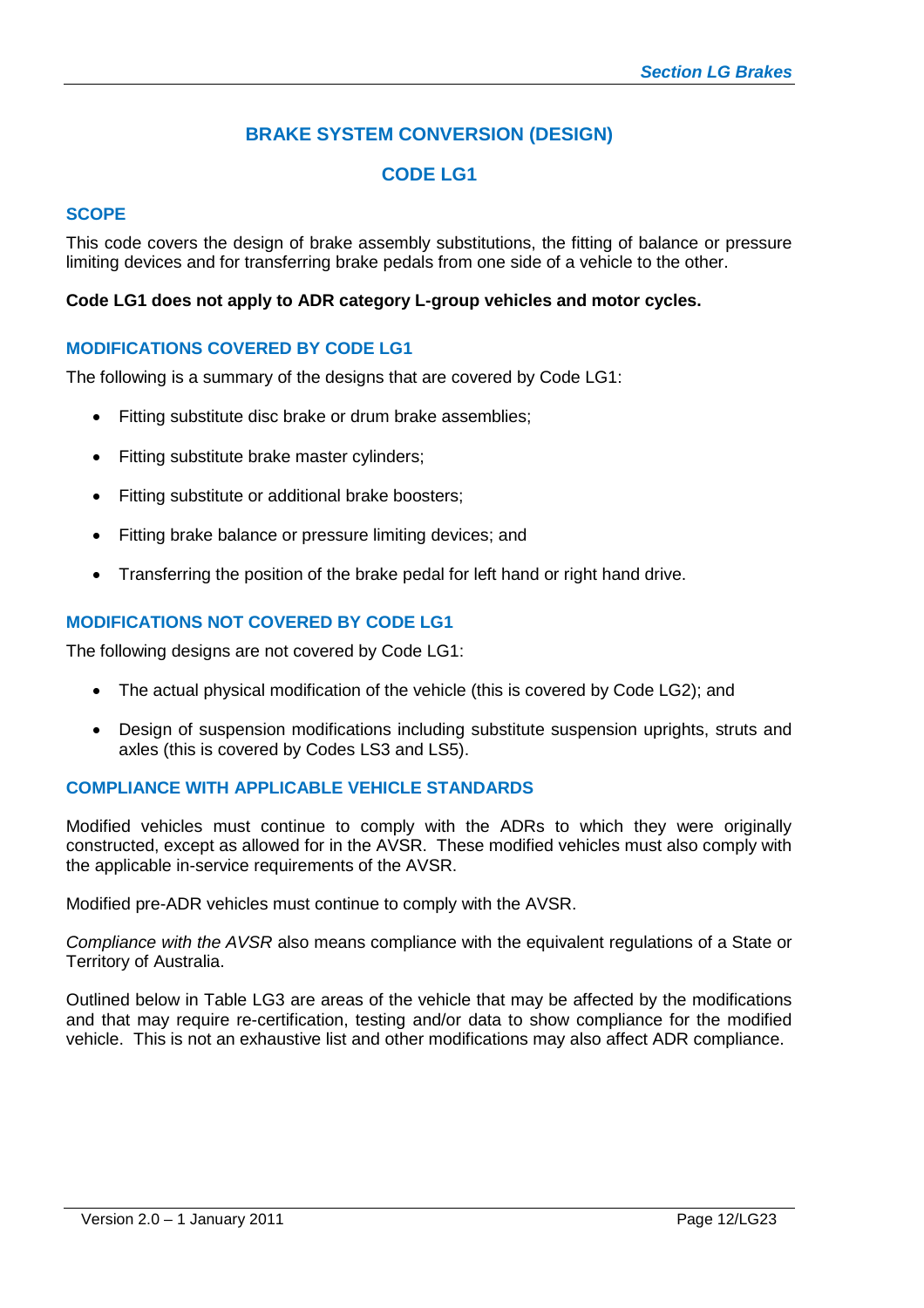# BRAKE SYSTEM CONVERSION (DESIGN)

# CODE LG1

## SCOPE

This code covers the design of brake assembly substitutions, the fitting of balance or pressure limiting devices and for transferring brake pedals from one side of a vehicle to the other.

**Code LG1 does not apply to ADR category L-group vehicles and motor cycles.**

## MODIFICATIONS COVERED BY CODE LG1

The following is a summary of the designs that are covered by Code LG1:

- Fitting substitute disc brake or drum brake assemblies;
- Fitting substitute brake master cylinders;
- Fitting substitute or additional brake boosters;
- Fitting brake balance or pressure limiting devices; and
- Transferring the position of the brake pedal for left hand or right hand drive.

## MODIFICATIONS NOT COVERED BY CODE LG1

The following designs are not covered by Code LG1:

- The actual physical modification of the vehicle (this is covered by Code LG2); and
- Design of suspension modifications including substitute suspension uprights, struts and axles (this is covered by Codes LS3 and LS5).

## COMPLIANCE WITH APPLICABLE VEHICLE STANDARDS

Modified vehicles must continue to comply with the ADRs to which they were originally constructed, except as allowed for in the AVSR. These modified vehicles must also comply with the applicable in-service requirements of the AVSR.

Modified pre-ADR vehicles must continue to comply with the AVSR.

*Compliance with the AVSR* also means compliance with the equivalent regulations of a State or Territory of Australia.

Outlined below in Table LG3 are areas of the vehicle that may be affected by the modifications and that may require re-certification, testing and/or data to show compliance for the modified vehicle. This is not an exhaustive list and other modifications may also affect ADR compliance.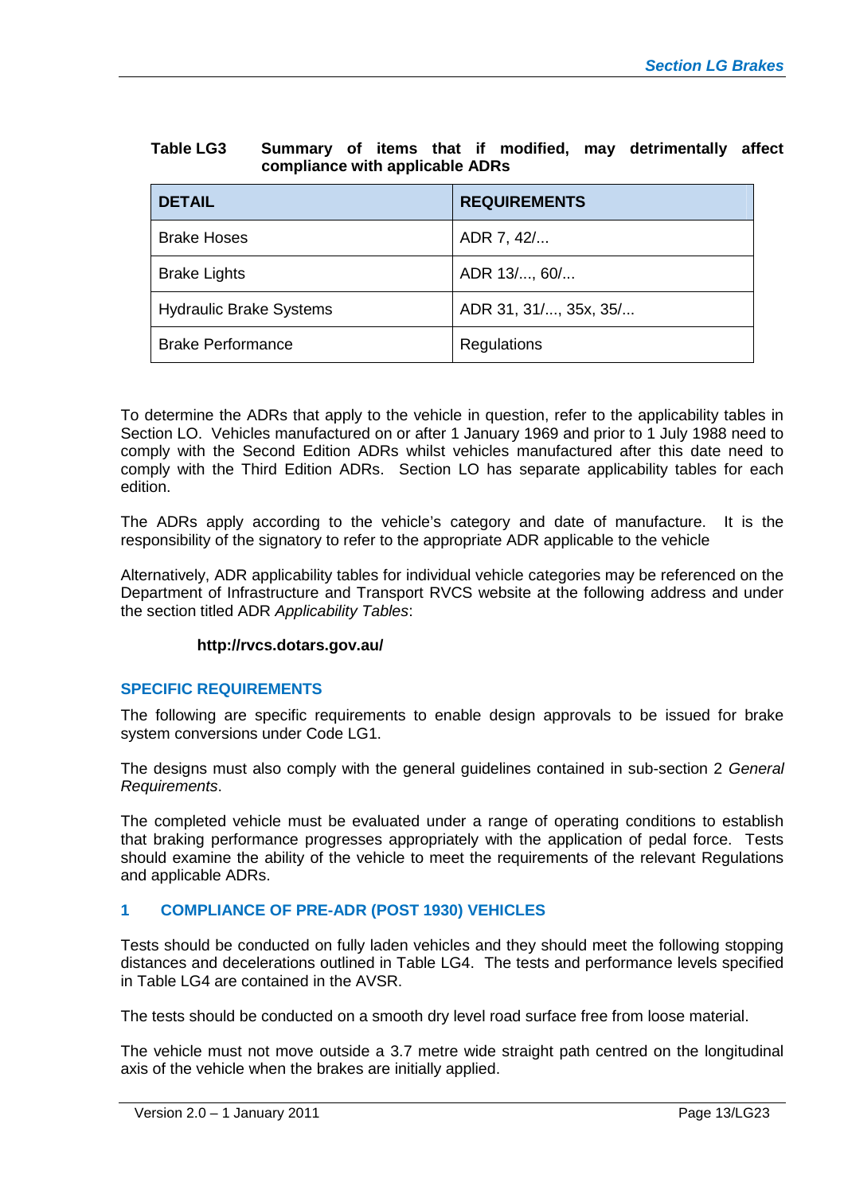**Table LG3 Summary of items that if modified, may detrimentally affect compliance with applicable ADRs**

| DETAIL | REQUIREMENTS |
|---|---|
| Brake Hoses | ADR 7, 42/... |
| Brake Lights | ADR 13/..., 60/... |
| Hydraulic Brake Systems | ADR 31, 31/..., 35x, 35/... |
| Brake Performance | Regulations |

To determine the ADRs that apply to the vehicle in question, refer to the applicability tables in Section LO. Vehicles manufactured on or after 1 January 1969 and prior to 1 July 1988 need to comply with the Second Edition ADRs whilst vehicles manufactured after this date need to comply with the Third Edition ADRs. Section LO has separate applicability tables for each edition.

The ADRs apply according to the vehicle's category and date of manufacture. It is the responsibility of the signatory to refer to the appropriate ADR applicable to the vehicle

Alternatively, ADR applicability tables for individual vehicle categories may be referenced on the Department of Infrastructure and Transport RVCS website at the following address and under the section titled ADR *Applicability Tables*:

**http://rvcs.dotars.gov.au/**

## SPECIFIC REQUIREMENTS

The following are specific requirements to enable design approvals to be issued for brake system conversions under Code LG1.

The designs must also comply with the general guidelines contained in sub-section 2 *General Requirements*.

The completed vehicle must be evaluated under a range of operating conditions to establish that braking performance progresses appropriately with the application of pedal force. Tests should examine the ability of the vehicle to meet the requirements of the relevant Regulations and applicable ADRs.

### 1 COMPLIANCE OF PRE-ADR (POST 1930) VEHICLES

Tests should be conducted on fully laden vehicles and they should meet the following stopping distances and decelerations outlined in Table LG4. The tests and performance levels specified in Table LG4 are contained in the AVSR.

The tests should be conducted on a smooth dry level road surface free from loose material.

The vehicle must not move outside a 3.7 metre wide straight path centred on the longitudinal axis of the vehicle when the brakes are initially applied.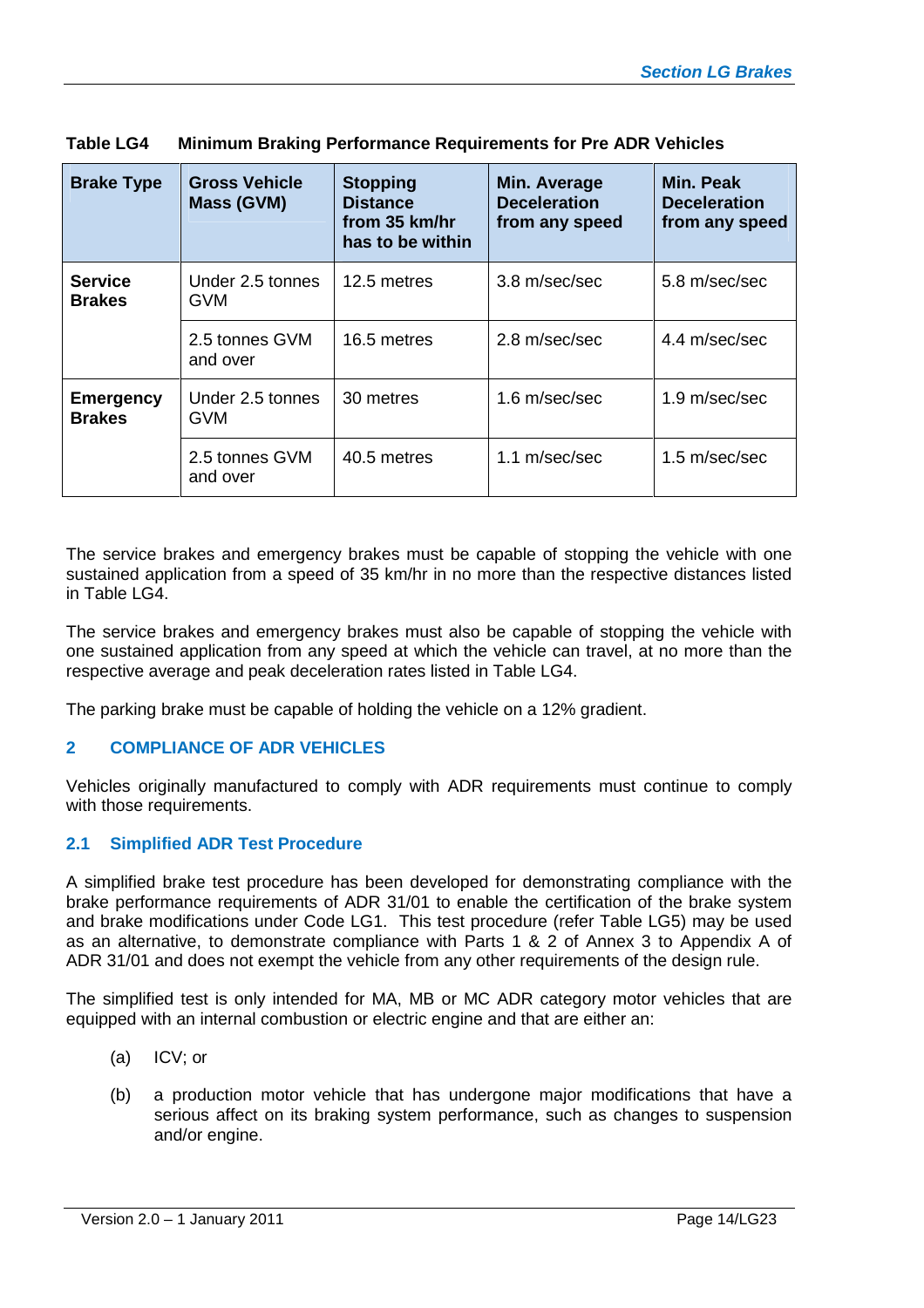**Table LG4 Minimum Braking Performance Requirements for Pre ADR Vehicles**

| Brake Type | Gross Vehicle Mass (GVM) | Stopping Distance from 35 km/hr has to be within | Min. Average Deceleration from any speed | Min. Peak Deceleration from any speed |
|---|---|---|---|---|
| **Service Brakes** | Under 2.5 tonnes GVM | 12.5 metres | 3.8 m/sec/sec | 5.8 m/sec/sec |
| | 2.5 tonnes GVM and over | 16.5 metres | 2.8 m/sec/sec | 4.4 m/sec/sec |
| **Emergency Brakes** | Under 2.5 tonnes GVM | 30 metres | 1.6 m/sec/sec | 1.9 m/sec/sec |
| | 2.5 tonnes GVM and over | 40.5 metres | 1.1 m/sec/sec | 1.5 m/sec/sec |

The service brakes and emergency brakes must be capable of stopping the vehicle with one sustained application from a speed of 35 km/hr in no more than the respective distances listed in Table LG4.

The service brakes and emergency brakes must also be capable of stopping the vehicle with one sustained application from any speed at which the vehicle can travel, at no more than the respective average and peak deceleration rates listed in Table LG4.

The parking brake must be capable of holding the vehicle on a 12% gradient.

## 2 COMPLIANCE OF ADR VEHICLES

Vehicles originally manufactured to comply with ADR requirements must continue to comply with those requirements.

### 2.1 Simplified ADR Test Procedure

A simplified brake test procedure has been developed for demonstrating compliance with the brake performance requirements of ADR 31/01 to enable the certification of the brake system and brake modifications under Code LG1. This test procedure (refer Table LG5) may be used as an alternative, to demonstrate compliance with Parts 1 & 2 of Annex 3 to Appendix A of ADR 31/01 and does not exempt the vehicle from any other requirements of the design rule.

The simplified test is only intended for MA, MB or MC ADR category motor vehicles that are equipped with an internal combustion or electric engine and that are either an:

(a) ICV; or

(b) a production motor vehicle that has undergone major modifications that have a serious affect on its braking system performance, such as changes to suspension and/or engine.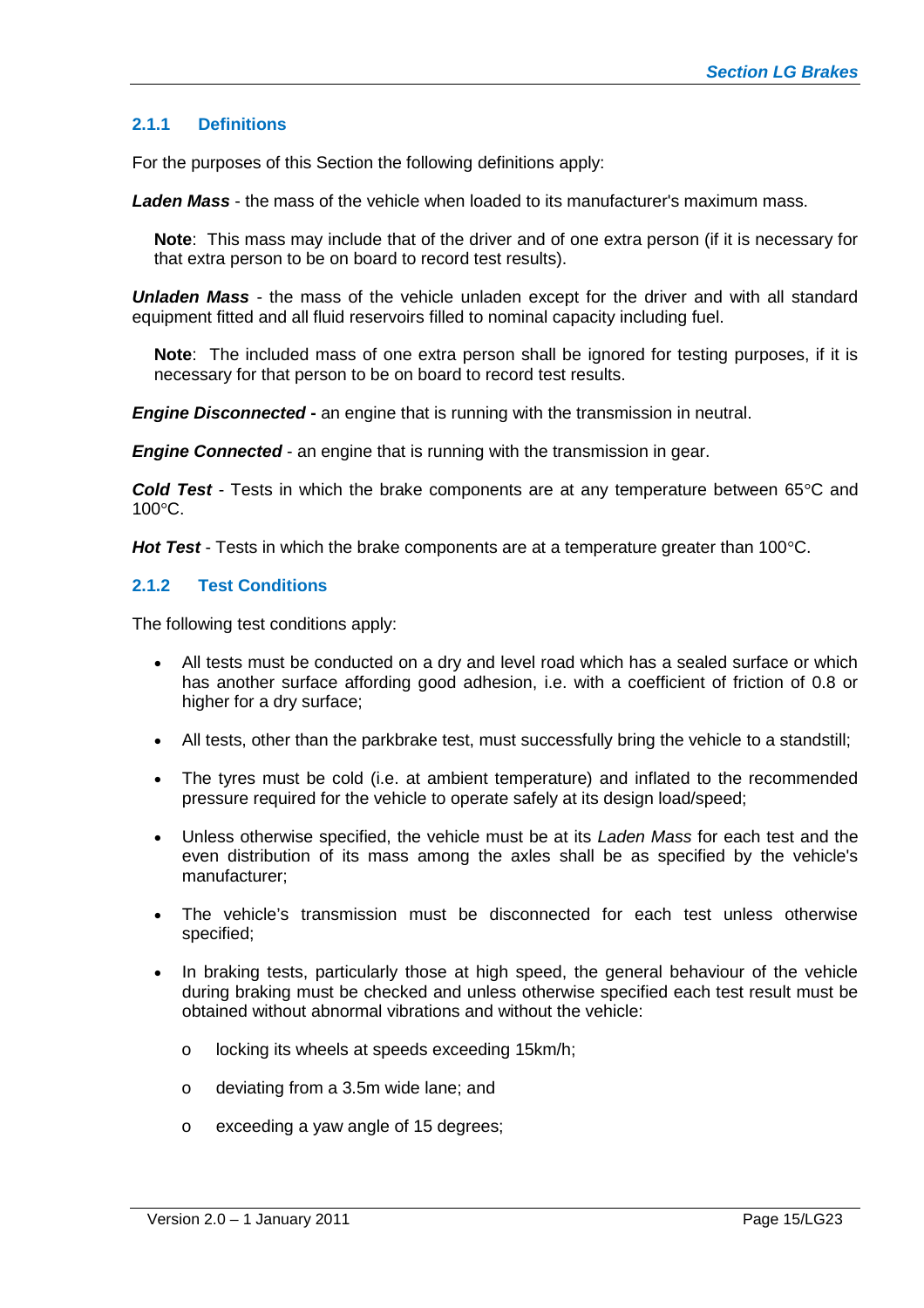### 2.1.1 Definitions

For the purposes of this Section the following definitions apply:

***Laden Mass*** - the mass of the vehicle when loaded to its manufacturer's maximum mass.

> **Note**: This mass may include that of the driver and of one extra person (if it is necessary for that extra person to be on board to record test results).

***Unladen Mass*** - the mass of the vehicle unladen except for the driver and with all standard equipment fitted and all fluid reservoirs filled to nominal capacity including fuel.

> **Note**: The included mass of one extra person shall be ignored for testing purposes, if it is necessary for that person to be on board to record test results.

***Engine Disconnected* -** an engine that is running with the transmission in neutral.

***Engine Connected*** - an engine that is running with the transmission in gear.

***Cold Test*** - Tests in which the brake components are at any temperature between 65°C and 100°C.

***Hot Test*** - Tests in which the brake components are at a temperature greater than 100°C.

### 2.1.2 Test Conditions

The following test conditions apply:

- All tests must be conducted on a dry and level road which has a sealed surface or which has another surface affording good adhesion, i.e. with a coefficient of friction of 0.8 or higher for a dry surface;
- All tests, other than the parkbrake test, must successfully bring the vehicle to a standstill;
- The tyres must be cold (i.e. at ambient temperature) and inflated to the recommended pressure required for the vehicle to operate safely at its design load/speed;
- Unless otherwise specified, the vehicle must be at its *Laden Mass* for each test and the even distribution of its mass among the axles shall be as specified by the vehicle's manufacturer;
- The vehicle's transmission must be disconnected for each test unless otherwise specified;
- In braking tests, particularly those at high speed, the general behaviour of the vehicle during braking must be checked and unless otherwise specified each test result must be obtained without abnormal vibrations and without the vehicle:
  - locking its wheels at speeds exceeding 15km/h;
  - deviating from a 3.5m wide lane; and
  - exceeding a yaw angle of 15 degrees;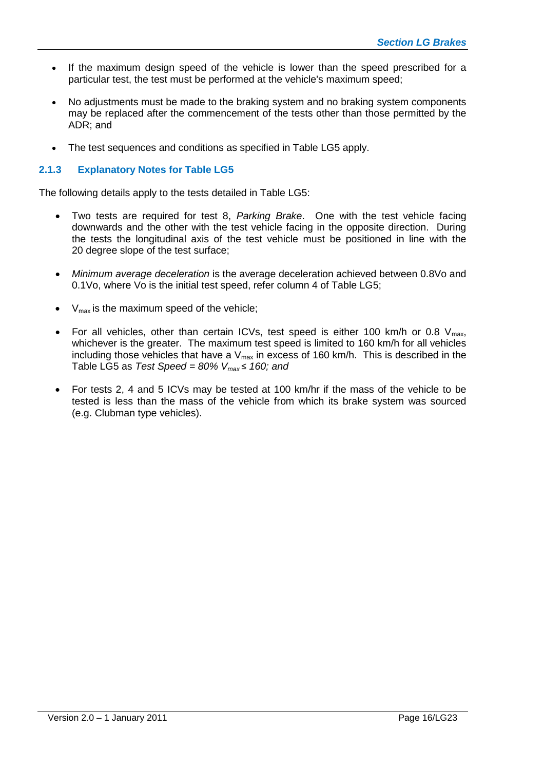- If the maximum design speed of the vehicle is lower than the speed prescribed for a particular test, the test must be performed at the vehicle's maximum speed;
- No adjustments must be made to the braking system and no braking system components may be replaced after the commencement of the tests other than those permitted by the ADR; and
- The test sequences and conditions as specified in Table LG5 apply.

### 2.1.3 Explanatory Notes for Table LG5

The following details apply to the tests detailed in Table LG5:

- Two tests are required for test 8, *Parking Brake*. One with the test vehicle facing downwards and the other with the test vehicle facing in the opposite direction. During the tests the longitudinal axis of the test vehicle must be positioned in line with the 20 degree slope of the test surface;
- *Minimum average deceleration* is the average deceleration achieved between 0.8Vo and 0.1Vo, where Vo is the initial test speed, refer column 4 of Table LG5;
- $V_{max}$ is the maximum speed of the vehicle;
- For all vehicles, other than certain ICVs, test speed is either 100 km/h or 0.8 $V_{max}$, whichever is the greater. The maximum test speed is limited to 160 km/h for all vehicles including those vehicles that have a $V_{max}$ in excess of 160 km/h. This is described in the Table LG5 as *Test Speed = 80% $V_{max} \leq 160$; and*
- For tests 2, 4 and 5 ICVs may be tested at 100 km/hr if the mass of the vehicle to be tested is less than the mass of the vehicle from which its brake system was sourced (e.g. Clubman type vehicles).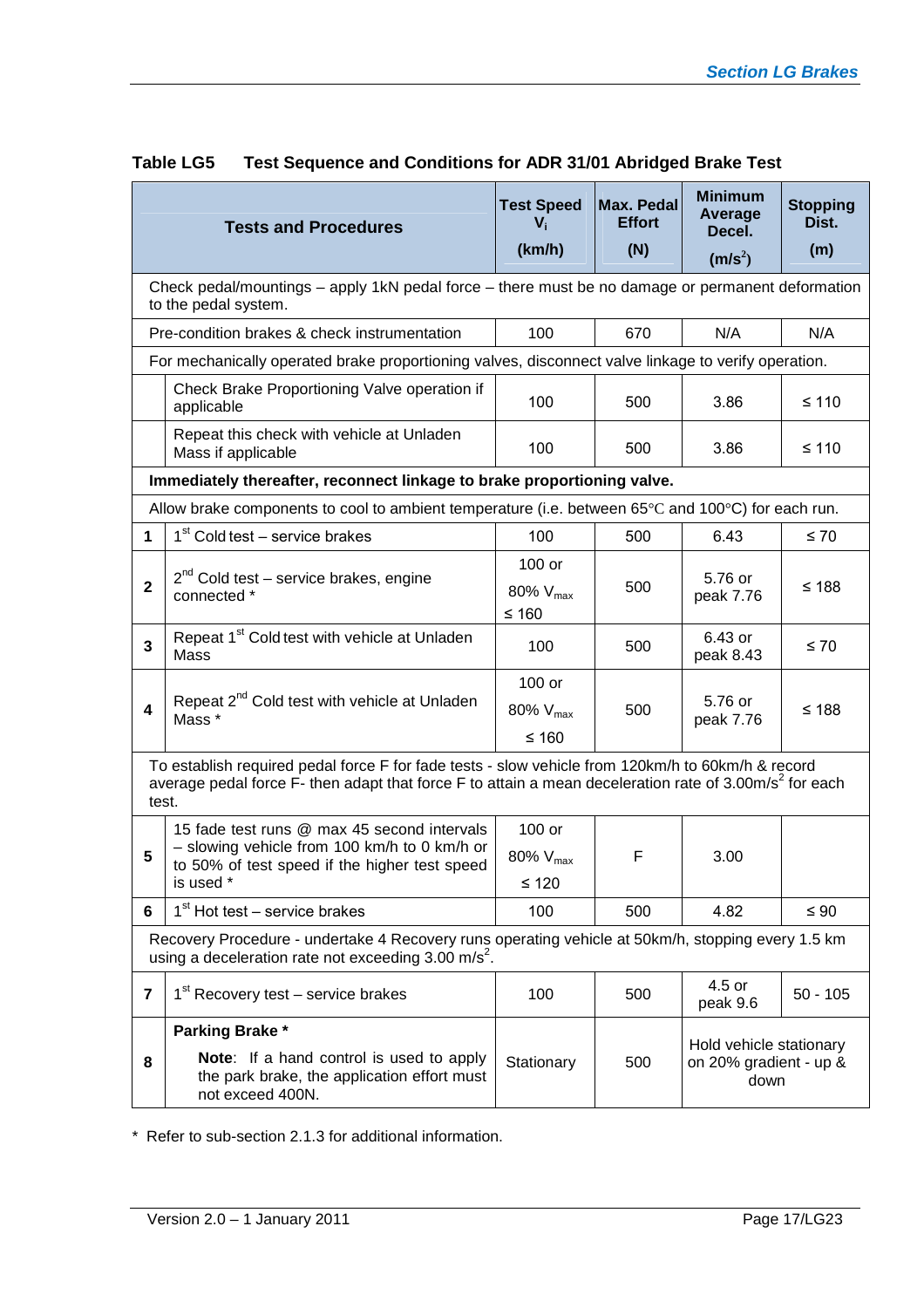**Table LG5 Test Sequence and Conditions for ADR 31/01 Abridged Brake Test**

| | Tests and Procedures | Test Speed $V_i$ (km/h) | Max. Pedal Effort (N) | Minimum Average Decel. ($m/s^2$) | Stopping Dist. (m) |
|---|---|---|---|---|---|
| Check pedal/mountings – apply 1kN pedal force – there must be no damage or permanent deformation to the pedal system. | | | | | |
| | Pre-condition brakes & check instrumentation | 100 | 670 | N/A | N/A |
| For mechanically operated brake proportioning valves, disconnect valve linkage to verify operation. | | | | | |
| | Check Brake Proportioning Valve operation if applicable | 100 | 500 | 3.86 | ≤ 110 |
| | Repeat this check with vehicle at Unladen Mass if applicable | 100 | 500 | 3.86 | ≤ 110 |
| **Immediately thereafter, reconnect linkage to brake proportioning valve.** | | | | | |
| Allow brake components to cool to ambient temperature (i.e. between 65°C and 100°C) for each run. | | | | | |
| **1** | 1st Cold test – service brakes | 100 | 500 | 6.43 | ≤ 70 |
| **2** | 2nd Cold test – service brakes, engine connected * | 100 or 80% $V_{max}$ ≤ 160 | 500 | 5.76 or peak 7.76 | ≤ 188 |
| **3** | Repeat 1st Cold test with vehicle at Unladen Mass | 100 | 500 | 6.43 or peak 8.43 | ≤ 70 |
| **4** | Repeat 2nd Cold test with vehicle at Unladen Mass * | 100 or 80% $V_{max}$ ≤ 160 | 500 | 5.76 or peak 7.76 | ≤ 188 |
| To establish required pedal force F for fade tests - slow vehicle from 120km/h to 60km/h & record average pedal force F- then adapt that force F to attain a mean deceleration rate of 3.00m/s$^2$ for each test. | | | | | |
| **5** | 15 fade test runs @ max 45 second intervals – slowing vehicle from 100 km/h to 0 km/h or to 50% of test speed if the higher test speed is used * | 100 or 80% $V_{max}$ ≤ 120 | F | 3.00 | |
| **6** | 1st Hot test – service brakes | 100 | 500 | 4.82 | ≤ 90 |
| Recovery Procedure - undertake 4 Recovery runs operating vehicle at 50km/h, stopping every 1.5 km using a deceleration rate not exceeding 3.00 m/s$^2$. | | | | | |
| **7** | 1st Recovery test – service brakes | 100 | 500 | 4.5 or peak 9.6 | 50 - 105 |
| **8** | **Parking Brake *** <br> **Note**: If a hand control is used to apply the park brake, the application effort must not exceed 400N. | Stationary | 500 | Hold vehicle stationary on 20% gradient - up & down | |

\* Refer to sub-section 2.1.3 for additional information.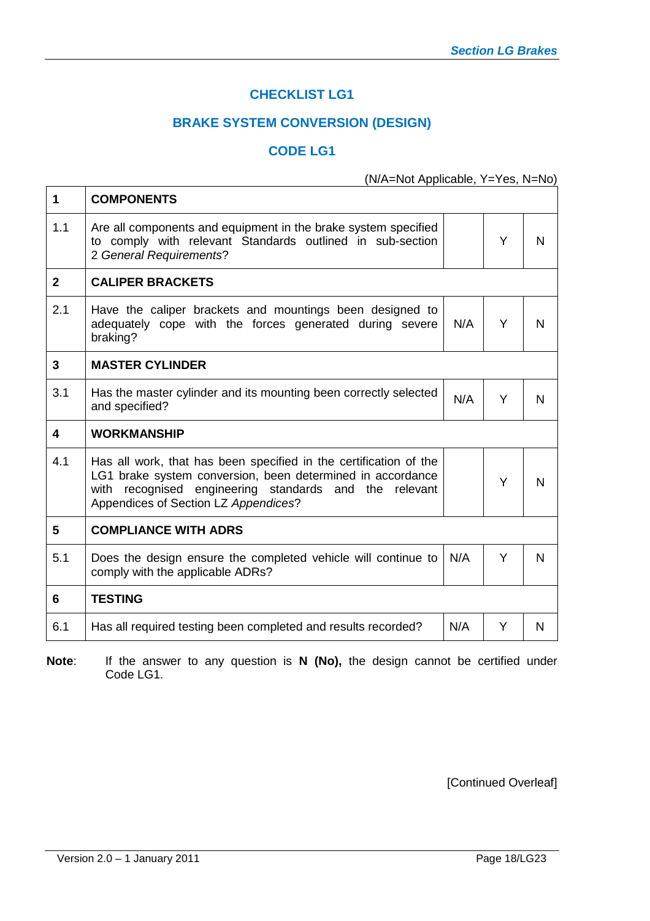## CHECKLIST LG1

## BRAKE SYSTEM CONVERSION (DESIGN)

## CODE LG1

(N/A=Not Applicable, Y=Yes, N=No)

| | | | | |
|---|---|---|---|---|
| **1** | **COMPONENTS** | | | |
| 1.1 | Are all components and equipment in the brake system specified to comply with relevant Standards outlined in sub-section 2 *General Requirements*? | | Y | N |
| **2** | **CALIPER BRACKETS** | | | |
| 2.1 | Have the caliper brackets and mountings been designed to adequately cope with the forces generated during severe braking? | N/A | Y | N |
| **3** | **MASTER CYLINDER** | | | |
| 3.1 | Has the master cylinder and its mounting been correctly selected and specified? | N/A | Y | N |
| **4** | **WORKMANSHIP** | | | |
| 4.1 | Has all work, that has been specified in the certification of the LG1 brake system conversion, been determined in accordance with recognised engineering standards and the relevant Appendices of Section LZ *Appendices*? | | Y | N |
| **5** | **COMPLIANCE WITH ADRS** | | | |
| 5.1 | Does the design ensure the completed vehicle will continue to comply with the applicable ADRs? | N/A | Y | N |
| **6** | **TESTING** | | | |
| 6.1 | Has all required testing been completed and results recorded? | N/A | Y | N |

**Note**: If the answer to any question is **N (No),** the design cannot be certified under Code LG1.

[Continued Overleaf]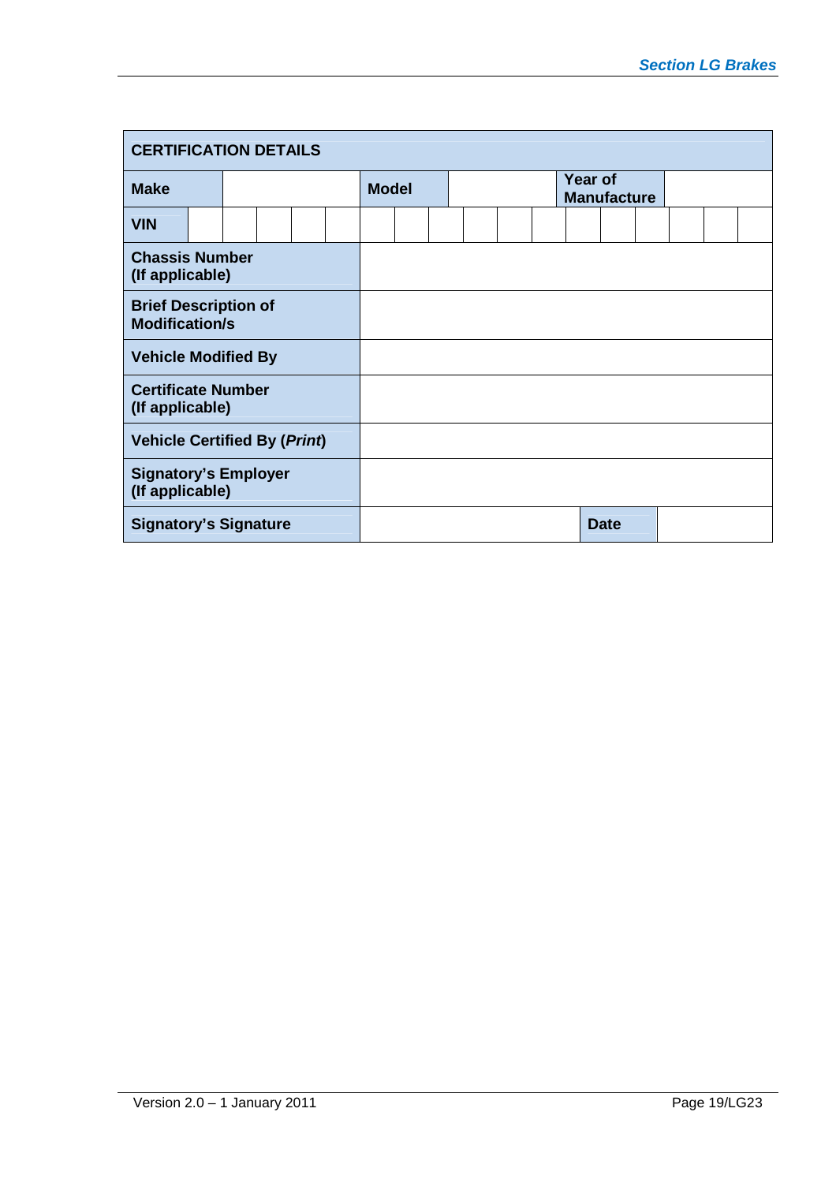| **CERTIFICATION DETAILS** | | | | | | | | | | | | | | | | | | |
|---|---|---|---|---|---|---|---|---|---|---|---|---|---|---|---|---|---|---|
| **Make** | | | | | **Model** | | | | | **Year of Manufacture** | | | | | | | | |
| **VIN** | | | | | | | | | | | | | | | | | | |
| **Chassis Number (If applicable)** | | | | | | | | | | | | | | | | | | |
| **Brief Description of Modification/s** | | | | | | | | | | | | | | | | | | |
| **Vehicle Modified By** | | | | | | | | | | | | | | | | | | |
| **Certificate Number (If applicable)** | | | | | | | | | | | | | | | | | | |
| **Vehicle Certified By (*Print*)** | | | | | | | | | | | | | | | | | | |
| **Signatory's Employer (If applicable)** | | | | | | | | | | | | | | | | | | |
| **Signatory's Signature** | | | | | | | | | | | **Date** | | | | | | | |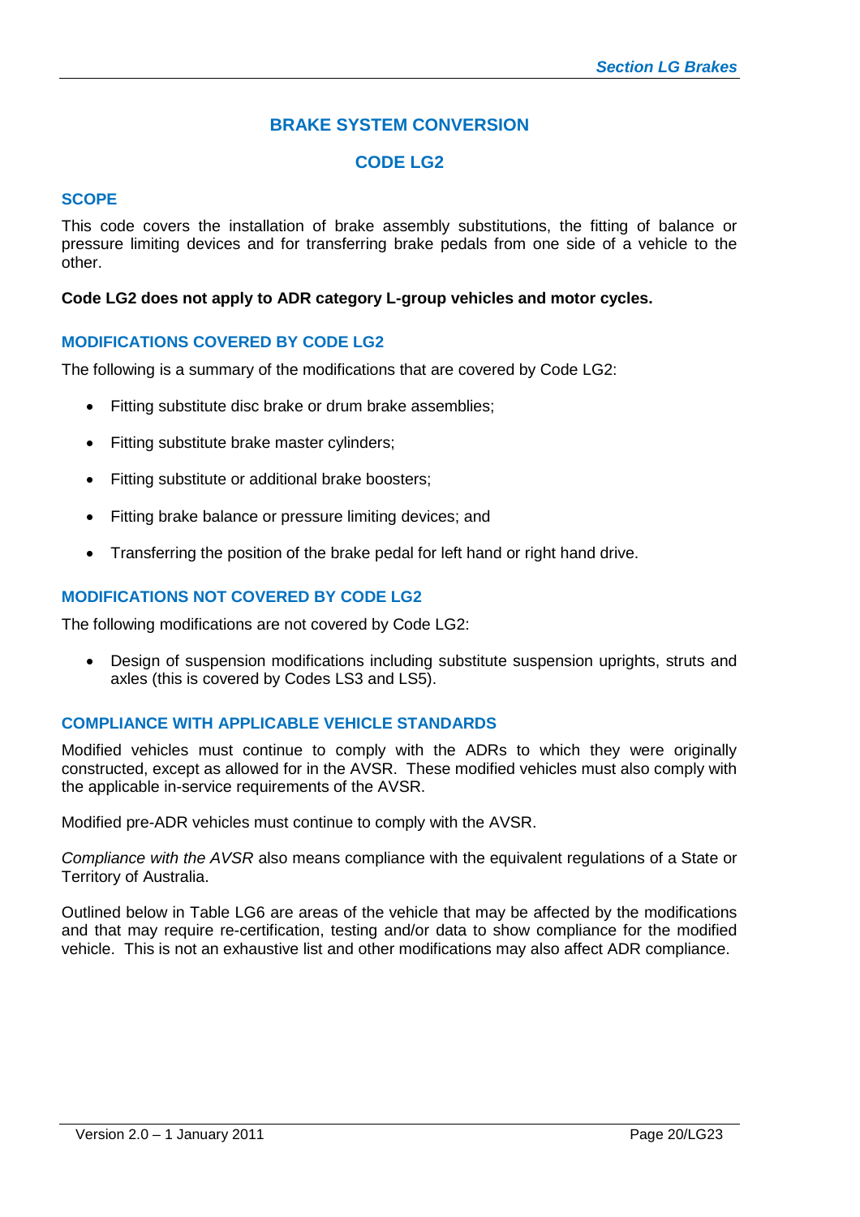## BRAKE SYSTEM CONVERSION

## CODE LG2

### SCOPE

This code covers the installation of brake assembly substitutions, the fitting of balance or pressure limiting devices and for transferring brake pedals from one side of a vehicle to the other.

**Code LG2 does not apply to ADR category L-group vehicles and motor cycles.**

### MODIFICATIONS COVERED BY CODE LG2

The following is a summary of the modifications that are covered by Code LG2:

- Fitting substitute disc brake or drum brake assemblies;
- Fitting substitute brake master cylinders;
- Fitting substitute or additional brake boosters;
- Fitting brake balance or pressure limiting devices; and
- Transferring the position of the brake pedal for left hand or right hand drive.

### MODIFICATIONS NOT COVERED BY CODE LG2

The following modifications are not covered by Code LG2:

- Design of suspension modifications including substitute suspension uprights, struts and axles (this is covered by Codes LS3 and LS5).

### COMPLIANCE WITH APPLICABLE VEHICLE STANDARDS

Modified vehicles must continue to comply with the ADRs to which they were originally constructed, except as allowed for in the AVSR. These modified vehicles must also comply with the applicable in-service requirements of the AVSR.

Modified pre-ADR vehicles must continue to comply with the AVSR.

*Compliance with the AVSR* also means compliance with the equivalent regulations of a State or Territory of Australia.

Outlined below in Table LG6 are areas of the vehicle that may be affected by the modifications and that may require re-certification, testing and/or data to show compliance for the modified vehicle. This is not an exhaustive list and other modifications may also affect ADR compliance.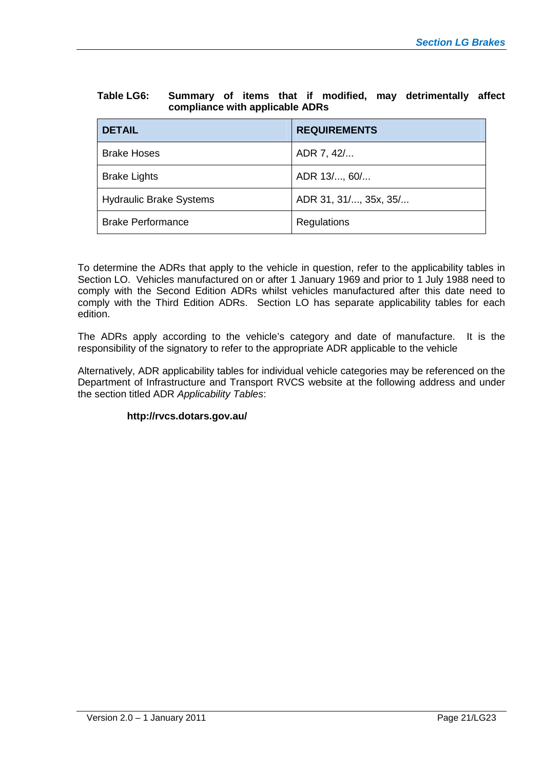**Table LG6: Summary of items that if modified, may detrimentally affect compliance with applicable ADRs**

| DETAIL | REQUIREMENTS |
| --- | --- |
| Brake Hoses | ADR 7, 42/... |
| Brake Lights | ADR 13/..., 60/... |
| Hydraulic Brake Systems | ADR 31, 31/..., 35x, 35/... |
| Brake Performance | Regulations |

To determine the ADRs that apply to the vehicle in question, refer to the applicability tables in Section LO. Vehicles manufactured on or after 1 January 1969 and prior to 1 July 1988 need to comply with the Second Edition ADRs whilst vehicles manufactured after this date need to comply with the Third Edition ADRs. Section LO has separate applicability tables for each edition.

The ADRs apply according to the vehicle's category and date of manufacture. It is the responsibility of the signatory to refer to the appropriate ADR applicable to the vehicle

Alternatively, ADR applicability tables for individual vehicle categories may be referenced on the Department of Infrastructure and Transport RVCS website at the following address and under the section titled ADR *Applicability Tables*:

**http://rvcs.dotars.gov.au/**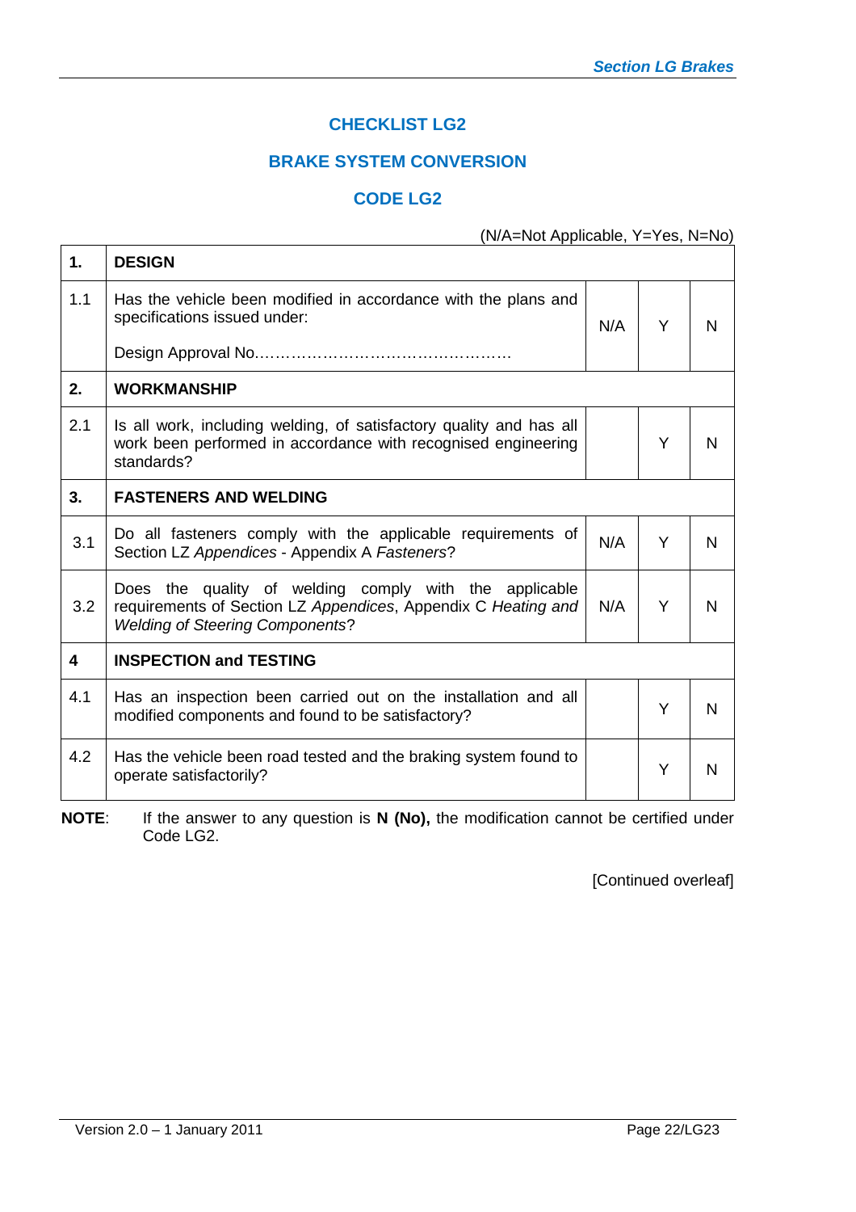## CHECKLIST LG2

## BRAKE SYSTEM CONVERSION

## CODE LG2

(N/A=Not Applicable, Y=Yes, N=No)

| | | | | |
|---|---|---|---|---|
| **1.** | **DESIGN** | | | |
| 1.1 | Has the vehicle been modified in accordance with the plans and specifications issued under:<br><br>Design Approval No………………………………………… | N/A | Y | N |
| **2.** | **WORKMANSHIP** | | | |
| 2.1 | Is all work, including welding, of satisfactory quality and has all work been performed in accordance with recognised engineering standards? | | Y | N |
| **3.** | **FASTENERS AND WELDING** | | | |
| 3.1 | Do all fasteners comply with the applicable requirements of Section LZ *Appendices* - Appendix A *Fasteners*? | N/A | Y | N |
| 3.2 | Does the quality of welding comply with the applicable requirements of Section LZ *Appendices*, Appendix C *Heating and Welding of Steering Components*? | N/A | Y | N |
| **4** | **INSPECTION and TESTING** | | | |
| 4.1 | Has an inspection been carried out on the installation and all modified components and found to be satisfactory? | | Y | N |
| 4.2 | Has the vehicle been road tested and the braking system found to operate satisfactorily? | | Y | N |

**NOTE**: If the answer to any question is **N (No),** the modification cannot be certified under Code LG2.

[Continued overleaf]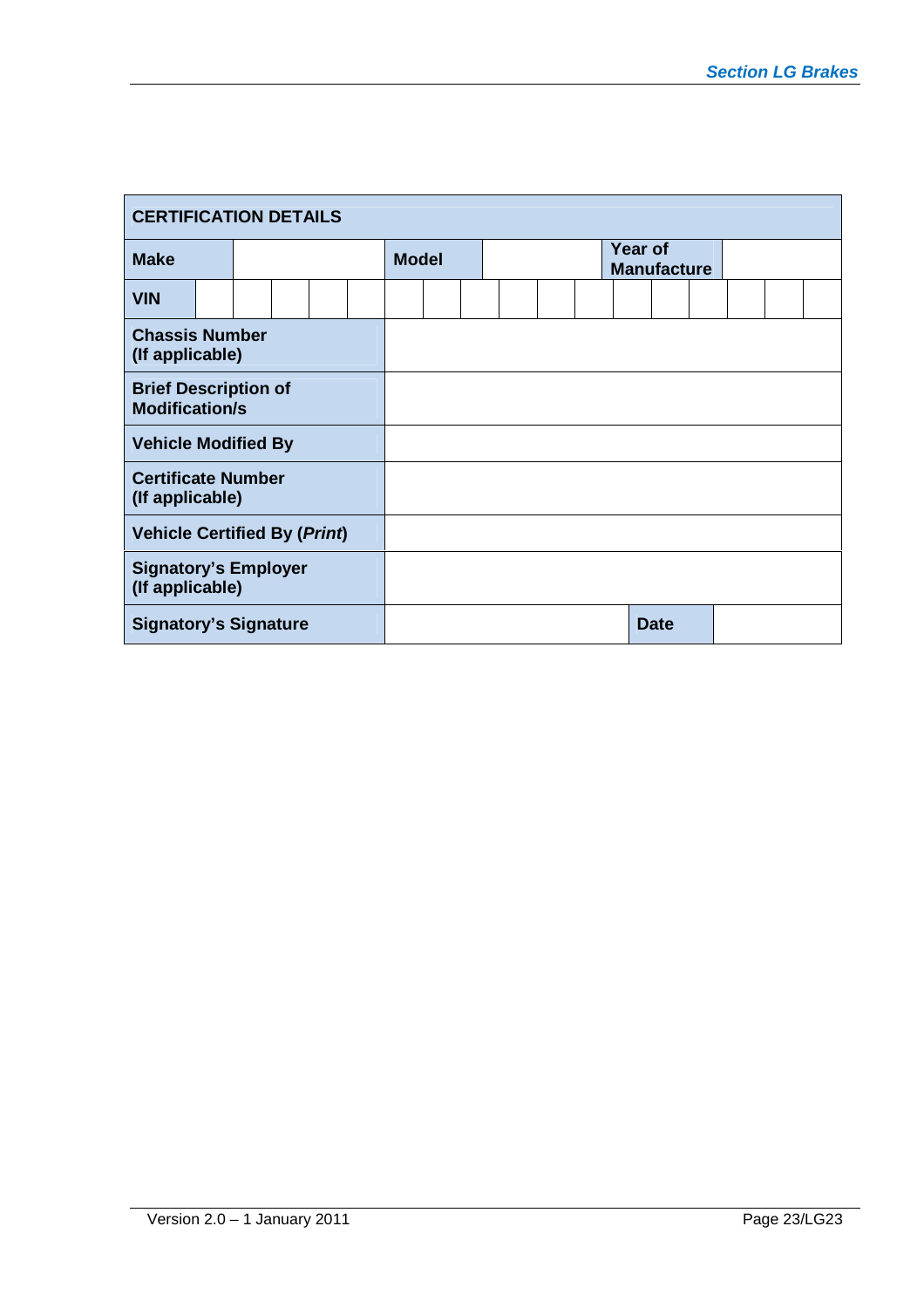| **CERTIFICATION DETAILS** | | | | | | | | | | | | | | | | | | |
|---|---|---|---|---|---|---|---|---|---|---|---|---|---|---|---|---|---|---|
| **Make** | | | | | | | **Model** | | | | | | | **Year of Manufacture** | | | | |
| **VIN** | | | | | | | | | | | | | | | | | | |
| **Chassis Number (If applicable)** | | | | | | | | | | | | | | | | | | |
| **Brief Description of Modification/s** | | | | | | | | | | | | | | | | | | |
| **Vehicle Modified By** | | | | | | | | | | | | | | | | | | |
| **Certificate Number (If applicable)** | | | | | | | | | | | | | | | | | | |
| **Vehicle Certified By (*Print*)** | | | | | | | | | | | | | | | | | | |
| **Signatory's Employer (If applicable)** | | | | | | | | | | | | | | | | | | |
| **Signatory's Signature** | | | | | | | | | | | | | | **Date** | | | | |